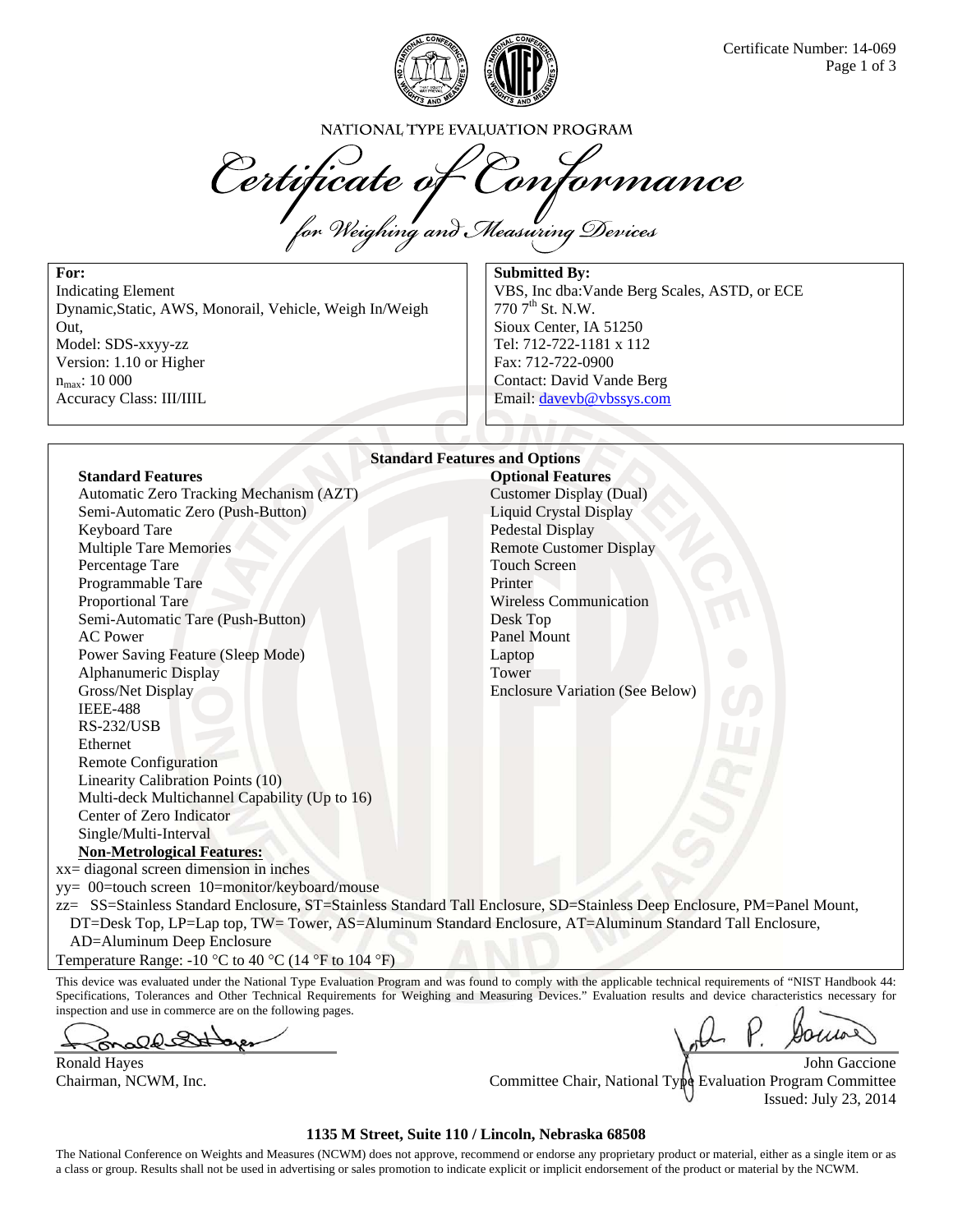Certificate Number: 14-069

NATIONAL TYPE EVALUATION PROGRAM

# Certificate of Conformance

## for Weighing and Measuring Devices

**For:**
Indicating Element
Dynamic,Static, AWS, Monorail, Vehicle, Weigh In/Weigh Out,
Model: SDS-xxyy-zz
Version: 1.10 or Higher
$n_{max}$: 10 000
Accuracy Class: III/IIIL

**Submitted By:**
VBS, Inc dba:Vande Berg Scales, ASTD, or ECE
770 7th St. N.W.
Sioux Center, IA 51250
Tel: 712-722-1181 x 112
Fax: 712-722-0900
Contact: David Vande Berg
Email: davevb@vbssys.com

**Standard Features and Options**

| **Standard Features** | **Optional Features** |
|---|---|
| Automatic Zero Tracking Mechanism (AZT) | Customer Display (Dual) |
| Semi-Automatic Zero (Push-Button) | Liquid Crystal Display |
| Keyboard Tare | Pedestal Display |
| Multiple Tare Memories | Remote Customer Display |
| Percentage Tare | Touch Screen |
| Programmable Tare | Printer |
| Proportional Tare | Wireless Communication |
| Semi-Automatic Tare (Push-Button) | Desk Top |
| AC Power | Panel Mount |
| Power Saving Feature (Sleep Mode) | Laptop |
| Alphanumeric Display | Tower |
| Gross/Net Display | Enclosure Variation (See Below) |
| IEEE-488 | |
| RS-232/USB | |
| Ethernet | |
| Remote Configuration | |
| Linearity Calibration Points (10) | |
| Multi-deck Multichannel Capability (Up to 16) | |
| Center of Zero Indicator | |
| Single/Multi-Interval | |

**Non-Metrological Features:**

xx= diagonal screen dimension in inches
yy= 00=touch screen 10=monitor/keyboard/mouse
zz= SS=Stainless Standard Enclosure, ST=Stainless Standard Tall Enclosure, SD=Stainless Deep Enclosure, PM=Panel Mount, DT=Desk Top, LP=Lap top, TW= Tower, AS=Aluminum Standard Enclosure, AT=Aluminum Standard Tall Enclosure, AD=Aluminum Deep Enclosure
Temperature Range: -10 °C to 40 °C (14 °F to 104 °F)

This device was evaluated under the National Type Evaluation Program and was found to comply with the applicable technical requirements of "NIST Handbook 44: Specifications, Tolerances and Other Technical Requirements for Weighing and Measuring Devices." Evaluation results and device characteristics necessary for inspection and use in commerce are on the following pages.

Ronald Hayes
Chairman, NCWM, Inc.

John Gaccione
Committee Chair, National Type Evaluation Program Committee
Issued: July 23, 2014

**1135 M Street, Suite 110 / Lincoln, Nebraska 68508**

The National Conference on Weights and Measures (NCWM) does not approve, recommend or endorse any proprietary product or material, either as a single item or as a class or group. Results shall not be used in advertising or sales promotion to indicate explicit or implicit endorsement of the product or material by the NCWM.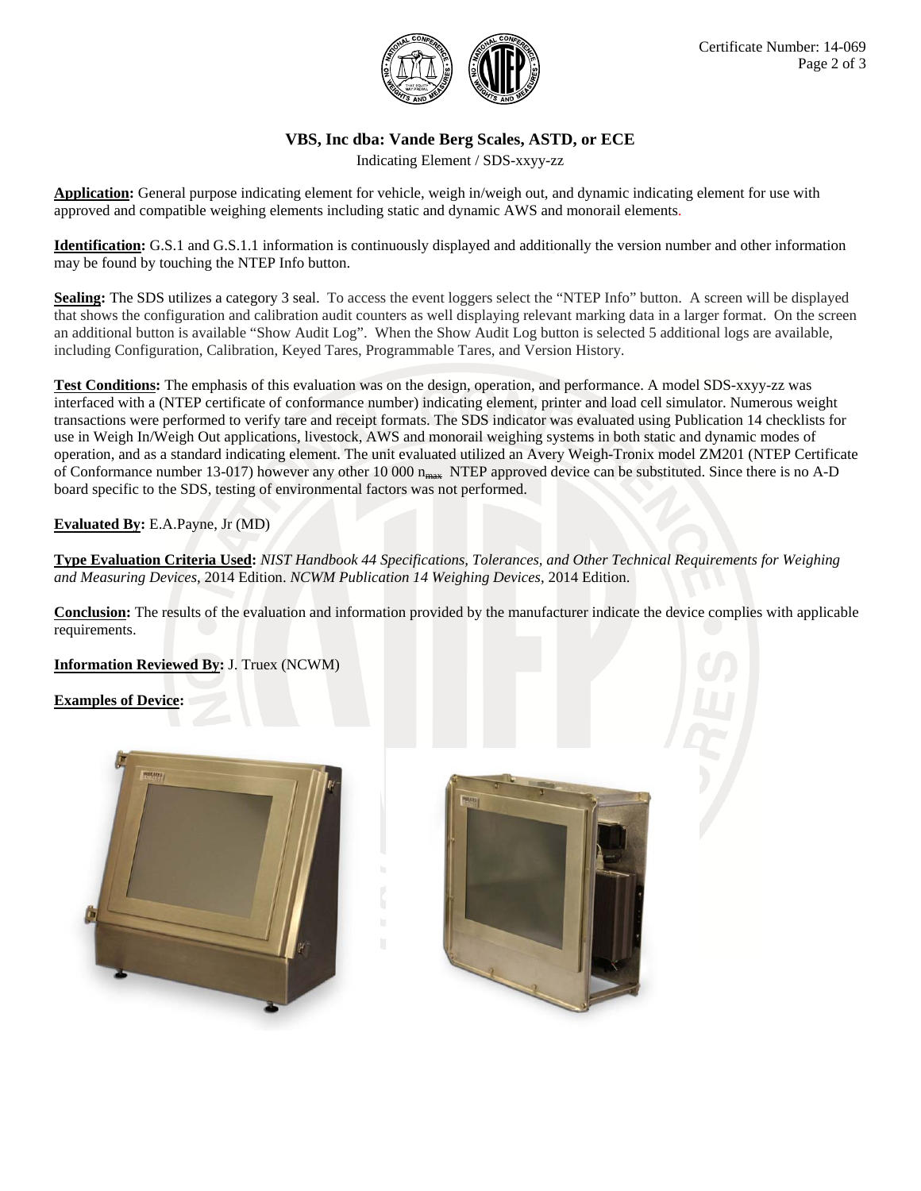# VBS, Inc dba: Vande Berg Scales, ASTD, or ECE

Indicating Element / SDS-xxyy-zz

**Application:** General purpose indicating element for vehicle, weigh in/weigh out, and dynamic indicating element for use with approved and compatible weighing elements including static and dynamic AWS and monorail elements.

**Identification:** G.S.1 and G.S.1.1 information is continuously displayed and additionally the version number and other information may be found by touching the NTEP Info button.

**Sealing:** The SDS utilizes a category 3 seal. To access the event loggers select the "NTEP Info" button. A screen will be displayed that shows the configuration and calibration audit counters as well displaying relevant marking data in a larger format. On the screen an additional button is available "Show Audit Log". When the Show Audit Log button is selected 5 additional logs are available, including Configuration, Calibration, Keyed Tares, Programmable Tares, and Version History.

**Test Conditions:** The emphasis of this evaluation was on the design, operation, and performance. A model SDS-xxyy-zz was interfaced with a (NTEP certificate of conformance number) indicating element, printer and load cell simulator. Numerous weight transactions were performed to verify tare and receipt formats. The SDS indicator was evaluated using Publication 14 checklists for use in Weigh In/Weigh Out applications, livestock, AWS and monorail weighing systems in both static and dynamic modes of operation, and as a standard indicating element. The unit evaluated utilized an Avery Weigh-Tronix model ZM201 (NTEP Certificate of Conformance number 13-017) however any other 10 000 $n_{max}$ NTEP approved device can be substituted. Since there is no A-D board specific to the SDS, testing of environmental factors was not performed.

**Evaluated By:** E.A.Payne, Jr (MD)

**Type Evaluation Criteria Used:** *NIST Handbook 44 Specifications, Tolerances, and Other Technical Requirements for Weighing and Measuring Devices*, 2014 Edition. *NCWM Publication 14 Weighing Devices*, 2014 Edition.

**Conclusion:** The results of the evaluation and information provided by the manufacturer indicate the device complies with applicable requirements.

**Information Reviewed By:** J. Truex (NCWM)

**Examples of Device:**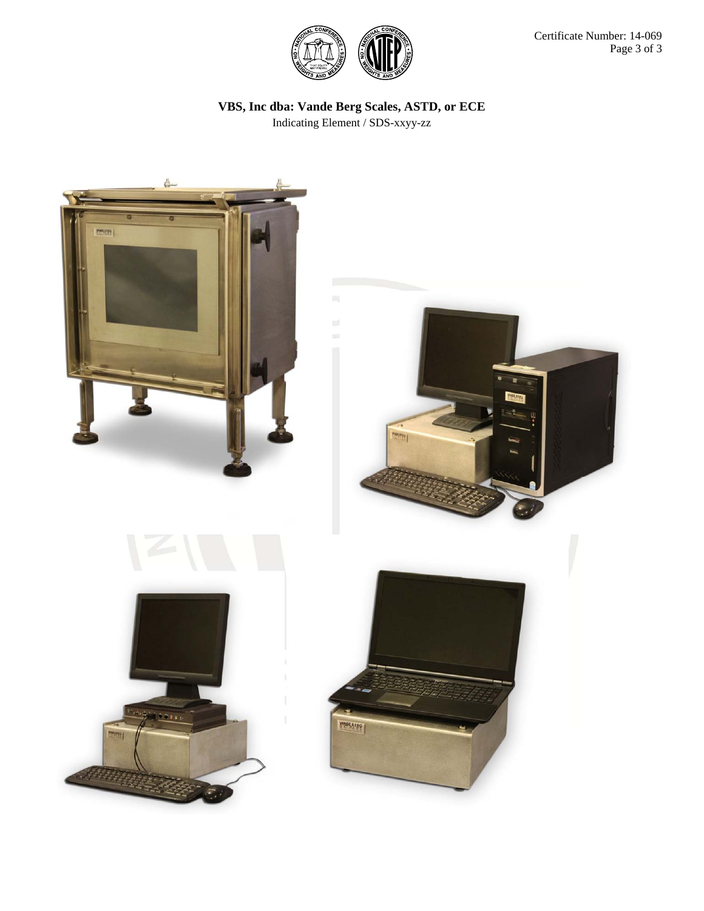**VBS, Inc dba: Vande Berg Scales, ASTD, or ECE**

Indicating Element / SDS-xxyy-zz